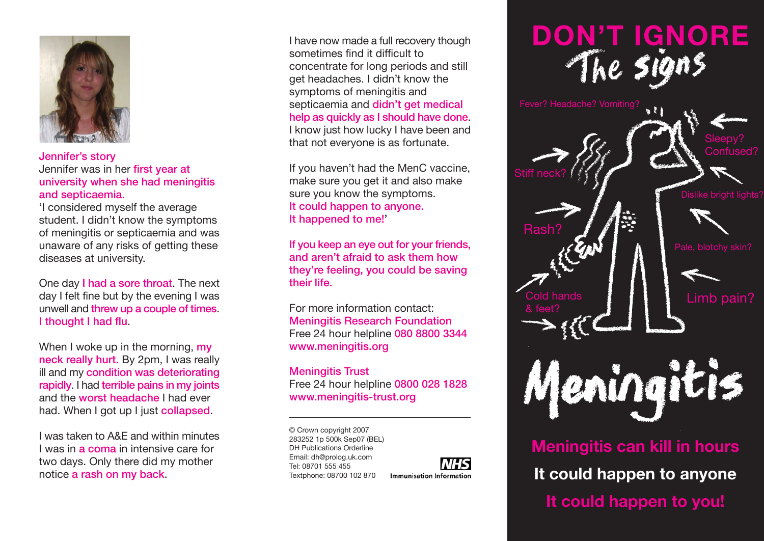## Jennifer's story

Jennifer was in her first year at university when she had meningitis and septicaemia.

'I considered myself the average student. I didn't know the symptoms of meningitis or septicaemia and was unaware of any risks of getting these diseases at university.

One day I had a sore throat. The next day I felt fine but by the evening I was unwell and threw up a couple of times. I thought I had flu.

When I woke up in the morning, my neck really hurt. By 2pm, I was really ill and my condition was deteriorating rapidly. I had terrible pains in my joints and the worst headache I had ever had. When I got up I just collapsed.

I was taken to A&E and within minutes I was in a coma in intensive care for two days. Only there did my mother notice a rash on my back.

I have now made a full recovery though sometimes find it difficult to concentrate for long periods and still get headaches. I didn't know the symptoms of meningitis and septicaemia and didn't get medical help as quickly as I should have done. I know just how lucky I have been and that not everyone is as fortunate.

If you haven't had the MenC vaccine, make sure you get it and also make sure you know the symptoms. It could happen to anyone. It happened to me!'

**If you keep an eye out for your friends, and aren't afraid to ask them how they're feeling, you could be saving their life.**

For more information contact:

**Meningitis Research Foundation**
Free 24 hour helpline 080 8800 3344
www.meningitis.org

**Meningitis Trust**
Free 24 hour helpline 0800 028 1828
www.meningitis-trust.org

© Crown copyright 2007
283252 1p 500k Sep07 (BEL)
DH Publications Orderline
Email: dh@prolog.uk.com
Tel: 08701 555 455
Textphone: 08700 102 870

NHS Immunisation Information

# DON'T IGNORE The signs

Fever? Headache? Vomiting?

Sleepy? Confused?

Stiff neck?

Dislike bright lights?

Rash?

Pale, blotchy skin?

Cold hands & feet?

Limb pain?

# Meningitis

**Meningitis can kill in hours**

**It could happen to anyone**

**It could happen to you!**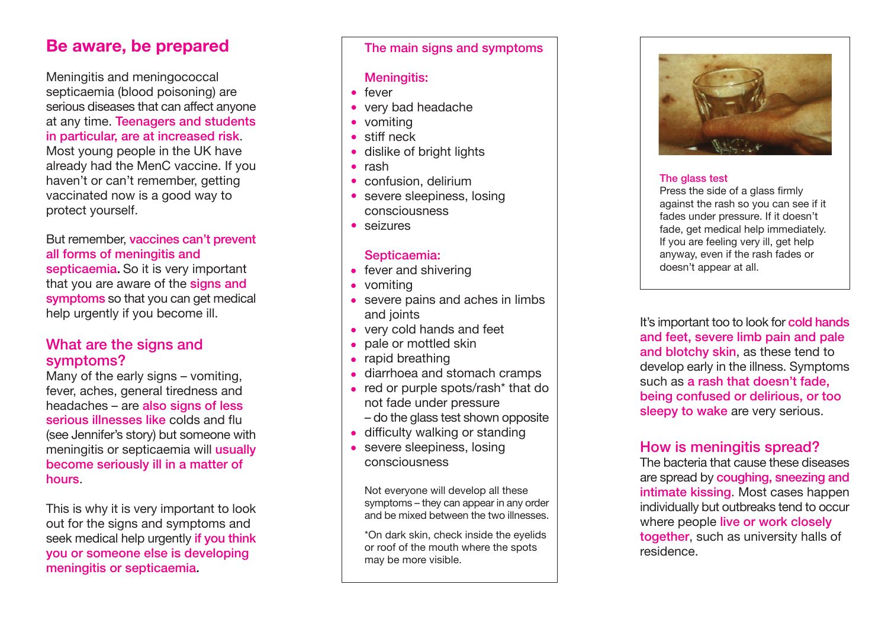## Be aware, be prepared

Meningitis and meningococcal septicaemia (blood poisoning) are serious diseases that can affect anyone at any time. Teenagers and students in particular, are at increased risk. Most young people in the UK have already had the MenC vaccine. If you haven't or can't remember, getting vaccinated now is a good way to protect yourself.

But remember, vaccines can't prevent all forms of meningitis and septicaemia. So it is very important that you are aware of the signs and symptoms so that you can get medical help urgently if you become ill.

### What are the signs and symptoms?

Many of the early signs – vomiting, fever, aches, general tiredness and headaches – are also signs of less serious illnesses like colds and flu (see Jennifer's story) but someone with meningitis or septicaemia will usually become seriously ill in a matter of hours.

This is why it is very important to look out for the signs and symptoms and seek medical help urgently if you think you or someone else is developing meningitis or septicaemia.

### The main signs and symptoms

**Meningitis:**

- fever
- very bad headache
- vomiting
- stiff neck
- dislike of bright lights
- rash
- confusion, delirium
- severe sleepiness, losing consciousness
- seizures

**Septicaemia:**

- fever and shivering
- vomiting
- severe pains and aches in limbs and joints
- very cold hands and feet
- pale or mottled skin
- rapid breathing
- diarrhoea and stomach cramps
- red or purple spots/rash* that do not fade under pressure – do the glass test shown opposite
- difficulty walking or standing
- severe sleepiness, losing consciousness

Not everyone will develop all these symptoms – they can appear in any order and be mixed between the two illnesses.

*On dark skin, check inside the eyelids or roof of the mouth where the spots may be more visible.

**The glass test**

Press the side of a glass firmly against the rash so you can see if it fades under pressure. If it doesn't fade, get medical help immediately. If you are feeling very ill, get help anyway, even if the rash fades or doesn't appear at all.

It's important too to look for cold hands and feet, severe limb pain and pale and blotchy skin, as these tend to develop early in the illness. Symptoms such as a rash that doesn't fade, being confused or delirious, or too sleepy to wake are very serious.

### How is meningitis spread?

The bacteria that cause these diseases are spread by coughing, sneezing and intimate kissing. Most cases happen individually but outbreaks tend to occur where people live or work closely together, such as university halls of residence.